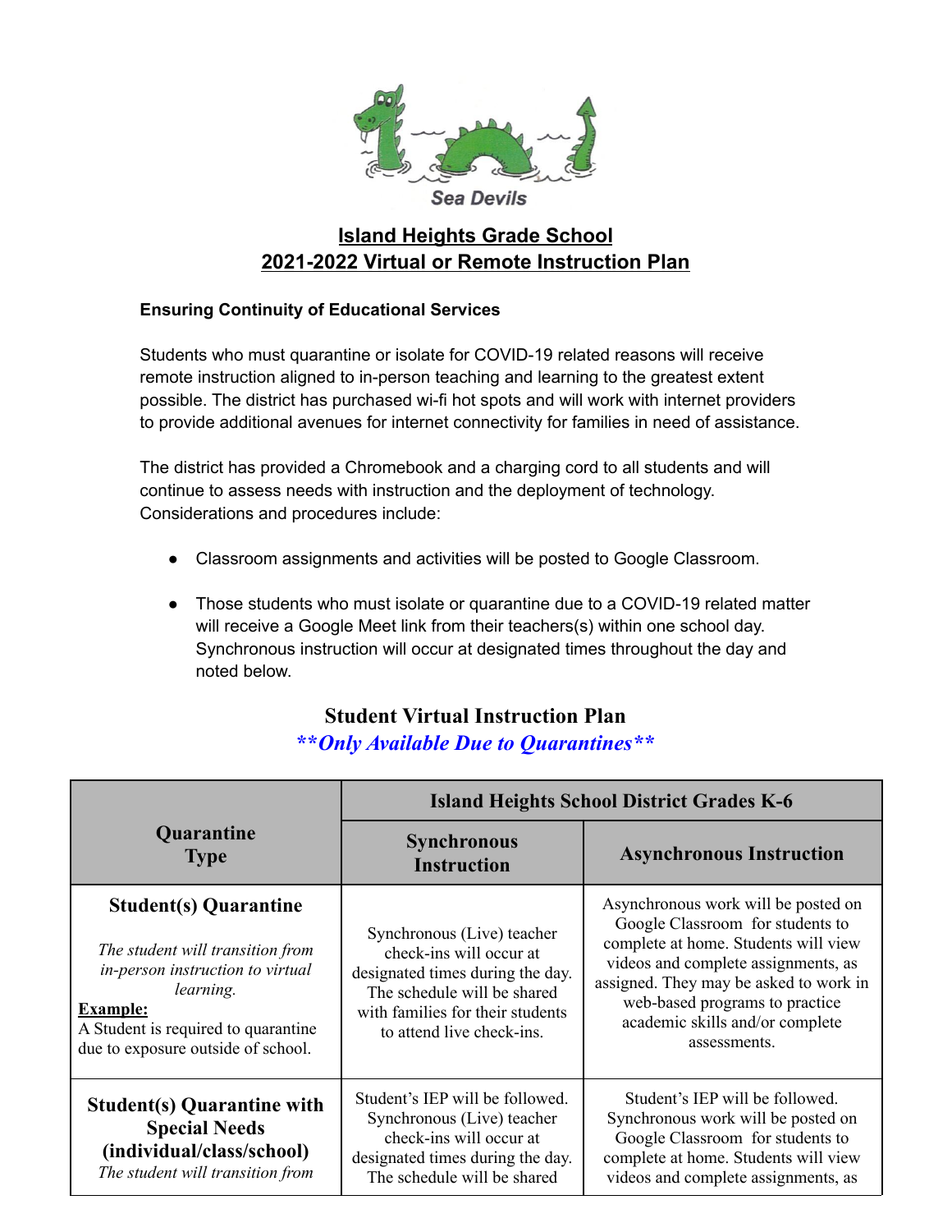Sea Devils

# Island Heights Grade School
# 2021-2022 Virtual or Remote Instruction Plan

**Ensuring Continuity of Educational Services**

Students who must quarantine or isolate for COVID-19 related reasons will receive remote instruction aligned to in-person teaching and learning to the greatest extent possible. The district has purchased wi-fi hot spots and will work with internet providers to provide additional avenues for internet connectivity for families in need of assistance.

The district has provided a Chromebook and a charging cord to all students and will continue to assess needs with instruction and the deployment of technology. Considerations and procedures include:

- Classroom assignments and activities will be posted to Google Classroom.
- Those students who must isolate or quarantine due to a COVID-19 related matter will receive a Google Meet link from their teachers(s) within one school day. Synchronous instruction will occur at designated times throughout the day and noted below.

## Student Virtual Instruction Plan

***\*\*Only Available Due to Quarantines\*\****

| Quarantine Type | Island Heights School District Grades K-6 | |
|---|---|---|
| | **Synchronous Instruction** | **Asynchronous Instruction** |
| **Student(s) Quarantine**<br>*The student will transition from in-person instruction to virtual learning.*<br>**Example:**<br>A Student is required to quarantine due to exposure outside of school. | Synchronous (Live) teacher check-ins will occur at designated times during the day. The schedule will be shared with families for their students to attend live check-ins. | Asynchronous work will be posted on Google Classroom for students to complete at home. Students will view videos and complete assignments, as assigned. They may be asked to work in web-based programs to practice academic skills and/or complete assessments. |
| **Student(s) Quarantine with Special Needs (individual/class/school)**<br>*The student will transition from* | Student's IEP will be followed. Synchronous (Live) teacher check-ins will occur at designated times during the day. The schedule will be shared | Student's IEP will be followed. Synchronous work will be posted on Google Classroom for students to complete at home. Students will view videos and complete assignments, as |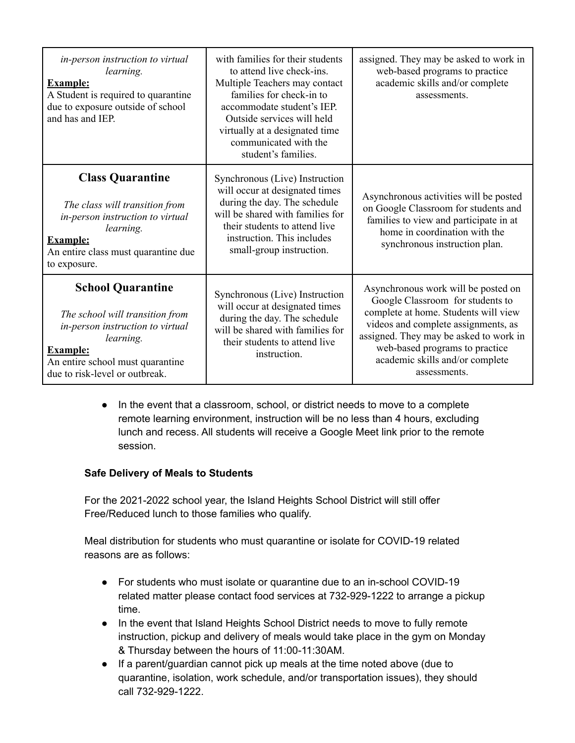| | | |
|---|---|---|
| *in-person instruction to virtual learning.*<br>**Example:**<br>A Student is required to quarantine due to exposure outside of school and has and IEP. | with families for their students to attend live check-ins. Multiple Teachers may contact families for check-in to accommodate student's IEP. Outside services will held virtually at a designated time communicated with the student's families. | assigned. They may be asked to work in web-based programs to practice academic skills and/or complete assessments. |
| **Class Quarantine**<br>*The class will transition from in-person instruction to virtual learning.*<br>**Example:**<br>An entire class must quarantine due to exposure. | Synchronous (Live) Instruction will occur at designated times during the day. The schedule will be shared with families for their students to attend live instruction. This includes small-group instruction. | Asynchronous activities will be posted on Google Classroom for students and families to view and participate in at home in coordination with the synchronous instruction plan. |
| **School Quarantine**<br>*The school will transition from in-person instruction to virtual learning.*<br>**Example:**<br>An entire school must quarantine due to risk-level or outbreak. | Synchronous (Live) Instruction will occur at designated times during the day. The schedule will be shared with families for their students to attend live instruction. | Asynchronous work will be posted on Google Classroom for students to complete at home. Students will view videos and complete assignments, as assigned. They may be asked to work in web-based programs to practice academic skills and/or complete assessments. |

- In the event that a classroom, school, or district needs to move to a complete remote learning environment, instruction will be no less than 4 hours, excluding lunch and recess. All students will receive a Google Meet link prior to the remote session.

**Safe Delivery of Meals to Students**

For the 2021-2022 school year, the Island Heights School District will still offer Free/Reduced lunch to those families who qualify.

Meal distribution for students who must quarantine or isolate for COVID-19 related reasons are as follows:

- For students who must isolate or quarantine due to an in-school COVID-19 related matter please contact food services at 732-929-1222 to arrange a pickup time.
- In the event that Island Heights School District needs to move to fully remote instruction, pickup and delivery of meals would take place in the gym on Monday & Thursday between the hours of 11:00-11:30AM.
- If a parent/guardian cannot pick up meals at the time noted above (due to quarantine, isolation, work schedule, and/or transportation issues), they should call 732-929-1222.